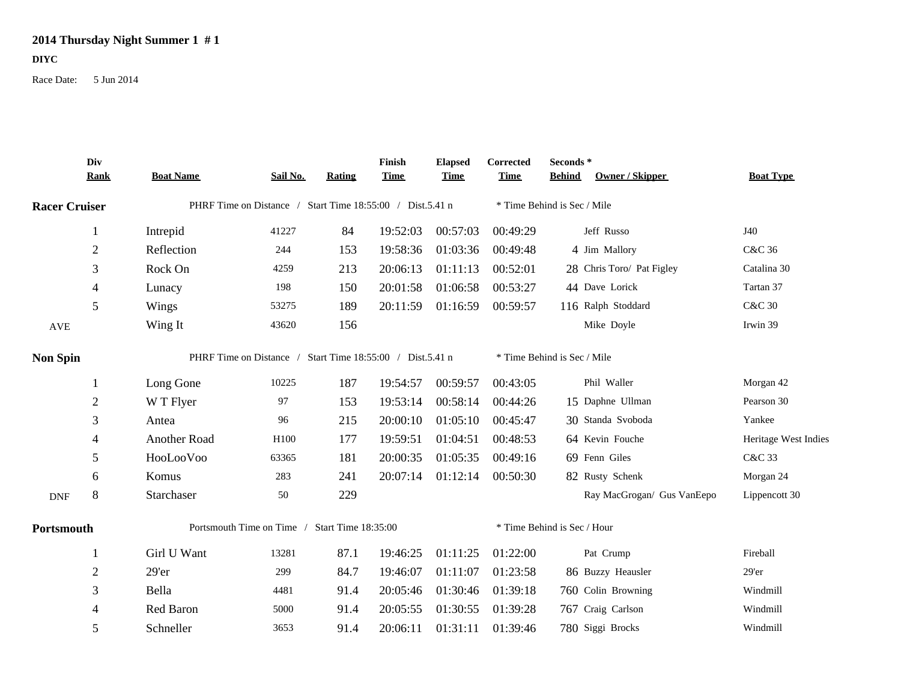# 2014 Thursday Night Summer 1 # 1

**DIYC**

Race Date: 5 Jun 2014

| | Div Rank | Boat Name | Sail No. | Rating | Finish Time | Elapsed Time | Corrected Time | Seconds * Behind | Owner / Skipper | Boat Type |
|---|---|---|---|---|---|---|---|---|---|---|
| **Racer Cruiser** | | PHRF Time on Distance / Start Time 18:55:00 / Dist.5.41 n | | | | | * Time Behind is Sec / Mile | | | |
| | 1 | Intrepid | 41227 | 84 | 19:52:03 | 00:57:03 | 00:49:29 | | Jeff Russo | J40 |
| | 2 | Reflection | 244 | 153 | 19:58:36 | 01:03:36 | 00:49:48 | 4 | Jim Mallory | C&C 36 |
| | 3 | Rock On | 4259 | 213 | 20:06:13 | 01:11:13 | 00:52:01 | 28 | Chris Toro/ Pat Figley | Catalina 30 |
| | 4 | Lunacy | 198 | 150 | 20:01:58 | 01:06:58 | 00:53:27 | 44 | Dave Lorick | Tartan 37 |
| | 5 | Wings | 53275 | 189 | 20:11:59 | 01:16:59 | 00:59:57 | 116 | Ralph Stoddard | C&C 30 |
| AVE | | Wing It | 43620 | 156 | | | | | Mike Doyle | Irwin 39 |
| **Non Spin** | | PHRF Time on Distance / Start Time 18:55:00 / Dist.5.41 n | | | | | * Time Behind is Sec / Mile | | | |
| | 1 | Long Gone | 10225 | 187 | 19:54:57 | 00:59:57 | 00:43:05 | | Phil Waller | Morgan 42 |
| | 2 | W T Flyer | 97 | 153 | 19:53:14 | 00:58:14 | 00:44:26 | 15 | Daphne Ullman | Pearson 30 |
| | 3 | Antea | 96 | 215 | 20:00:10 | 01:05:10 | 00:45:47 | 30 | Standa Svoboda | Yankee |
| | 4 | Another Road | H100 | 177 | 19:59:51 | 01:04:51 | 00:48:53 | 64 | Kevin Fouche | Heritage West Indies |
| | 5 | HooLooVoo | 63365 | 181 | 20:00:35 | 01:05:35 | 00:49:16 | 69 | Fenn Giles | C&C 33 |
| | 6 | Komus | 283 | 241 | 20:07:14 | 01:12:14 | 00:50:30 | 82 | Rusty Schenk | Morgan 24 |
| DNF | 8 | Starchaser | 50 | 229 | | | | | Ray MacGrogan/ Gus VanEepo | Lippencott 30 |
| **Portsmouth** | | Portsmouth Time on Time / Start Time 18:35:00 | | | | | * Time Behind is Sec / Hour | | | |
| | 1 | Girl U Want | 13281 | 87.1 | 19:46:25 | 01:11:25 | 01:22:00 | | Pat Crump | Fireball |
| | 2 | 29'er | 299 | 84.7 | 19:46:07 | 01:11:07 | 01:23:58 | 86 | Buzzy Heausler | 29'er |
| | 3 | Bella | 4481 | 91.4 | 20:05:46 | 01:30:46 | 01:39:18 | 760 | Colin Browning | Windmill |
| | 4 | Red Baron | 5000 | 91.4 | 20:05:55 | 01:30:55 | 01:39:28 | 767 | Craig Carlson | Windmill |
| | 5 | Schneller | 3653 | 91.4 | 20:06:11 | 01:31:11 | 01:39:46 | 780 | Siggi Brocks | Windmill |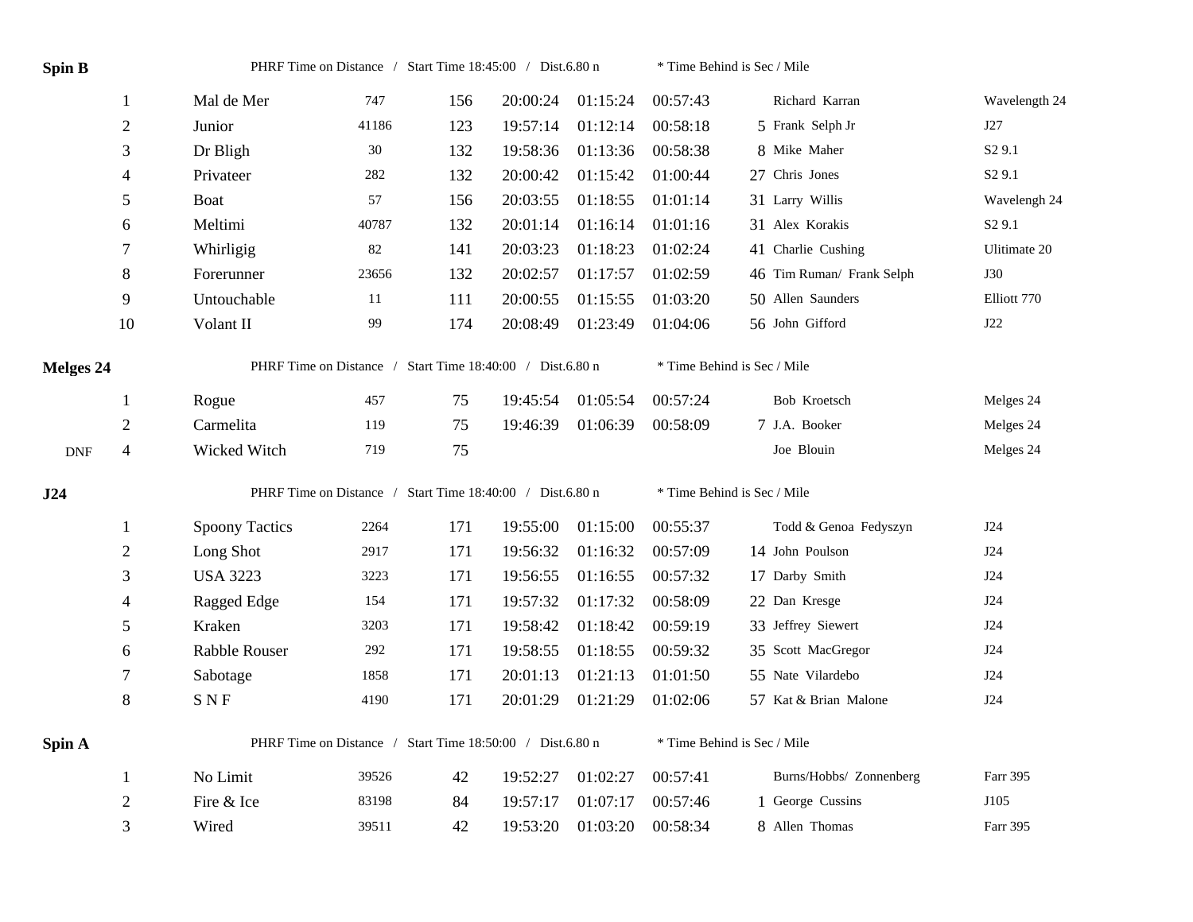**Spin B** PHRF Time on Distance / Start Time 18:45:00 / Dist.6.80 n * Time Behind is Sec / Mile

| | Pos | Boat | Sail # | Rating | Finish | Elapsed | Corrected | Behind | Skipper | Type |
|---|---|---|---|---|---|---|---|---|---|---|
| | 1 | Mal de Mer | 747 | 156 | 20:00:24 | 01:15:24 | 00:57:43 | | Richard Karran | Wavelength 24 |
| | 2 | Junior | 41186 | 123 | 19:57:14 | 01:12:14 | 00:58:18 | 5 | Frank Selph Jr | J27 |
| | 3 | Dr Bligh | 30 | 132 | 19:58:36 | 01:13:36 | 00:58:38 | 8 | Mike Maher | S2 9.1 |
| | 4 | Privateer | 282 | 132 | 20:00:42 | 01:15:42 | 01:00:44 | 27 | Chris Jones | S2 9.1 |
| | 5 | Boat | 57 | 156 | 20:03:55 | 01:18:55 | 01:01:14 | 31 | Larry Willis | Wavelengh 24 |
| | 6 | Meltimi | 40787 | 132 | 20:01:14 | 01:16:14 | 01:01:16 | 31 | Alex Korakis | S2 9.1 |
| | 7 | Whirligig | 82 | 141 | 20:03:23 | 01:18:23 | 01:02:24 | 41 | Charlie Cushing | Ulitimate 20 |
| | 8 | Forerunner | 23656 | 132 | 20:02:57 | 01:17:57 | 01:02:59 | 46 | Tim Ruman/ Frank Selph | J30 |
| | 9 | Untouchable | 11 | 111 | 20:00:55 | 01:15:55 | 01:03:20 | 50 | Allen Saunders | Elliott 770 |
| | 10 | Volant II | 99 | 174 | 20:08:49 | 01:23:49 | 01:04:06 | 56 | John Gifford | J22 |

**Melges 24** PHRF Time on Distance / Start Time 18:40:00 / Dist.6.80 n * Time Behind is Sec / Mile

| | Pos | Boat | Sail # | Rating | Finish | Elapsed | Corrected | Behind | Skipper | Type |
|---|---|---|---|---|---|---|---|---|---|---|
| | 1 | Rogue | 457 | 75 | 19:45:54 | 01:05:54 | 00:57:24 | | Bob Kroetsch | Melges 24 |
| | 2 | Carmelita | 119 | 75 | 19:46:39 | 01:06:39 | 00:58:09 | 7 | J.A. Booker | Melges 24 |
| DNF | 4 | Wicked Witch | 719 | 75 | | | | | Joe Blouin | Melges 24 |

**J24** PHRF Time on Distance / Start Time 18:40:00 / Dist.6.80 n * Time Behind is Sec / Mile

| | Pos | Boat | Sail # | Rating | Finish | Elapsed | Corrected | Behind | Skipper | Type |
|---|---|---|---|---|---|---|---|---|---|---|
| | 1 | Spoony Tactics | 2264 | 171 | 19:55:00 | 01:15:00 | 00:55:37 | | Todd & Genoa Fedyszyn | J24 |
| | 2 | Long Shot | 2917 | 171 | 19:56:32 | 01:16:32 | 00:57:09 | 14 | John Poulson | J24 |
| | 3 | USA 3223 | 3223 | 171 | 19:56:55 | 01:16:55 | 00:57:32 | 17 | Darby Smith | J24 |
| | 4 | Ragged Edge | 154 | 171 | 19:57:32 | 01:17:32 | 00:58:09 | 22 | Dan Kresge | J24 |
| | 5 | Kraken | 3203 | 171 | 19:58:42 | 01:18:42 | 00:59:19 | 33 | Jeffrey Siewert | J24 |
| | 6 | Rabble Rouser | 292 | 171 | 19:58:55 | 01:18:55 | 00:59:32 | 35 | Scott MacGregor | J24 |
| | 7 | Sabotage | 1858 | 171 | 20:01:13 | 01:21:13 | 01:01:50 | 55 | Nate Vilardebo | J24 |
| | 8 | S N F | 4190 | 171 | 20:01:29 | 01:21:29 | 01:02:06 | 57 | Kat & Brian Malone | J24 |

**Spin A** PHRF Time on Distance / Start Time 18:50:00 / Dist.6.80 n * Time Behind is Sec / Mile

| | Pos | Boat | Sail # | Rating | Finish | Elapsed | Corrected | Behind | Skipper | Type |
|---|---|---|---|---|---|---|---|---|---|---|
| | 1 | No Limit | 39526 | 42 | 19:52:27 | 01:02:27 | 00:57:41 | | Burns/Hobbs/ Zonnenberg | Farr 395 |
| | 2 | Fire & Ice | 83198 | 84 | 19:57:17 | 01:07:17 | 00:57:46 | 1 | George Cussins | J105 |
| | 3 | Wired | 39511 | 42 | 19:53:20 | 01:03:20 | 00:58:34 | 8 | Allen Thomas | Farr 395 |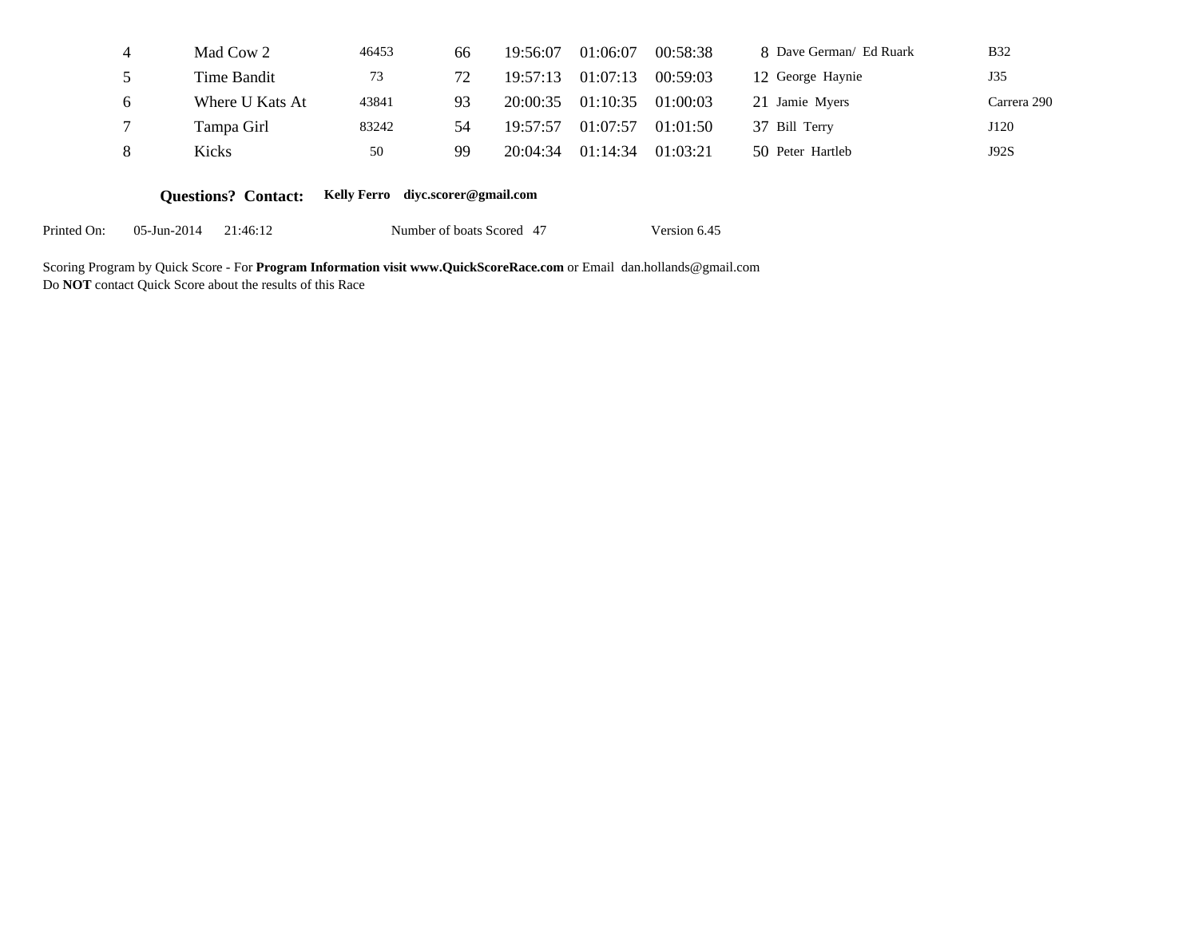| | | | | | | | | | |
|---|---|---|---|---|---|---|---|---|---|
| 4 | Mad Cow 2 | 46453 | 66 | 19:56:07 | 01:06:07 | 00:58:38 | 8 | Dave German/ Ed Ruark | B32 |
| 5 | Time Bandit | 73 | 72 | 19:57:13 | 01:07:13 | 00:59:03 | 12 | George Haynie | J35 |
| 6 | Where U Kats At | 43841 | 93 | 20:00:35 | 01:10:35 | 01:00:03 | 21 | Jamie Myers | Carrera 290 |
| 7 | Tampa Girl | 83242 | 54 | 19:57:57 | 01:07:57 | 01:01:50 | 37 | Bill Terry | J120 |
| 8 | Kicks | 50 | 99 | 20:04:34 | 01:14:34 | 01:03:21 | 50 | Peter Hartleb | J92S |

**Questions? Contact:** **Kelly Ferro diyc.scorer@gmail.com**

Printed On: 05-Jun-2014 21:46:12 Number of boats Scored 47 Version 6.45

Scoring Program by Quick Score - For **Program Information visit www.QuickScoreRace.com** or Email dan.hollands@gmail.com
Do **NOT** contact Quick Score about the results of this Race